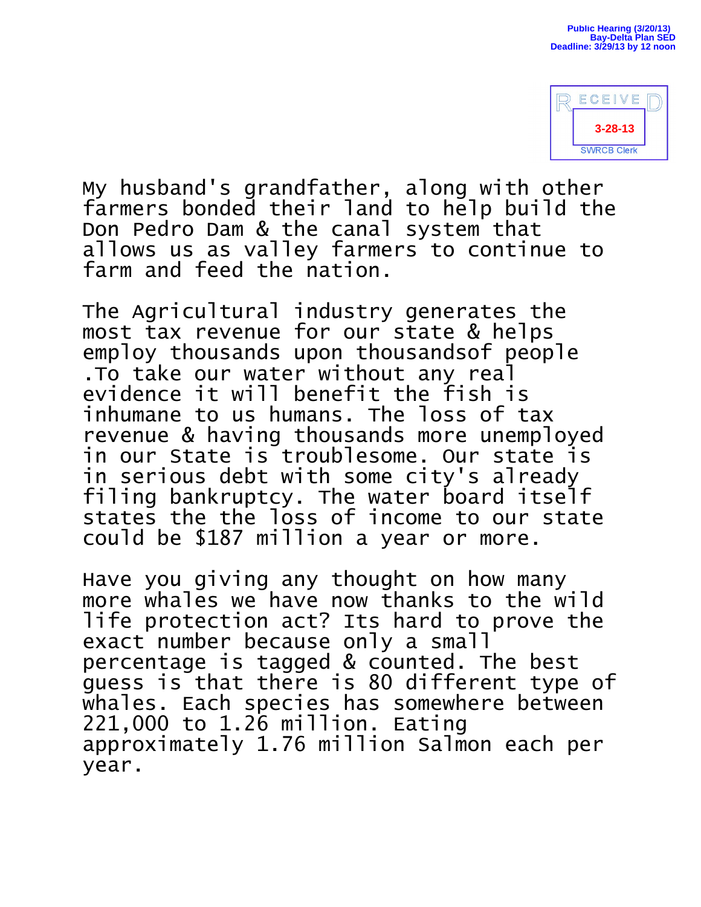Public Hearing (3/20/13)
Bay-Delta Plan SED
Deadline: 3/29/13 by 12 noon

RECEIVED
3-28-13
SWRCB Clerk

My husband's grandfather, along with other farmers bonded their land to help build the Don Pedro Dam & the canal system that allows us as valley farmers to continue to farm and feed the nation.

The Agricultural industry generates the most tax revenue for our state & helps employ thousands upon thousandsof people .To take our water without any real evidence it will benefit the fish is inhumane to us humans. The loss of tax revenue & having thousands more unemployed in our State is troublesome. Our state is in serious debt with some city's already filing bankruptcy. The water board itself states the the loss of income to our state could be $187 million a year or more.

Have you giving any thought on how many more whales we have now thanks to the wild life protection act? Its hard to prove the exact number because only a small percentage is tagged & counted. The best guess is that there is 80 different type of whales. Each species has somewhere between 221,000 to 1.26 million. Eating approximately 1.76 million Salmon each per year.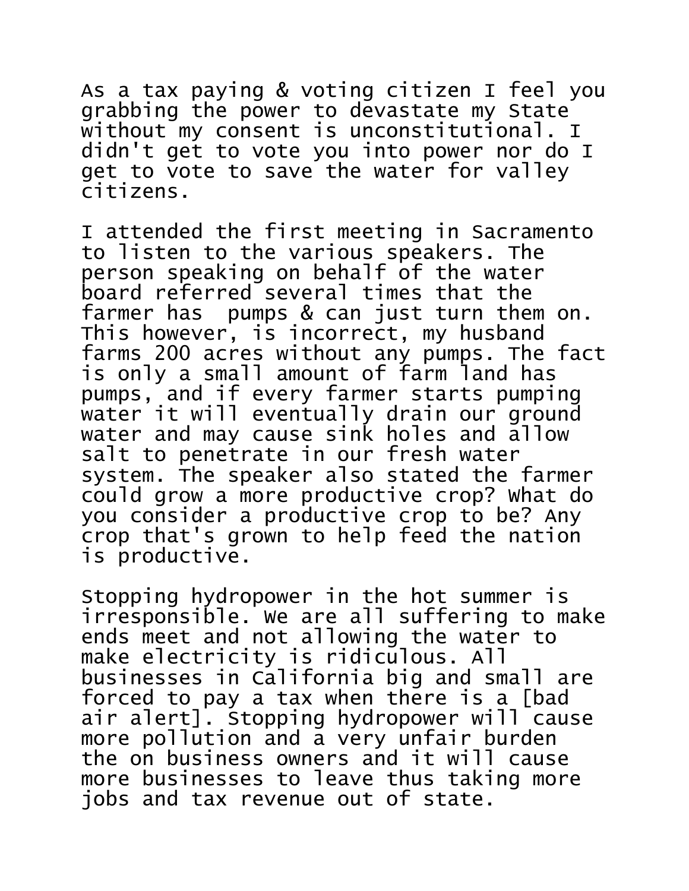As a tax paying & voting citizen I feel you grabbing the power to devastate my State without my consent is unconstitutional. I didn't get to vote you into power nor do I get to vote to save the water for valley citizens.

I attended the first meeting in Sacramento to listen to the various speakers. The person speaking on behalf of the water board referred several times that the farmer has pumps & can just turn them on. This however, is incorrect, my husband farms 200 acres without any pumps. The fact is only a small amount of farm land has pumps, and if every farmer starts pumping water it will eventually drain our ground water and may cause sink holes and allow salt to penetrate in our fresh water system. The speaker also stated the farmer could grow a more productive crop? What do you consider a productive crop to be? Any crop that's grown to help feed the nation is productive.

Stopping hydropower in the hot summer is irresponsible. We are all suffering to make ends meet and not allowing the water to make electricity is ridiculous. All businesses in California big and small are forced to pay a tax when there is a [bad air alert]. Stopping hydropower will cause more pollution and a very unfair burden the on business owners and it will cause more businesses to leave thus taking more jobs and tax revenue out of state.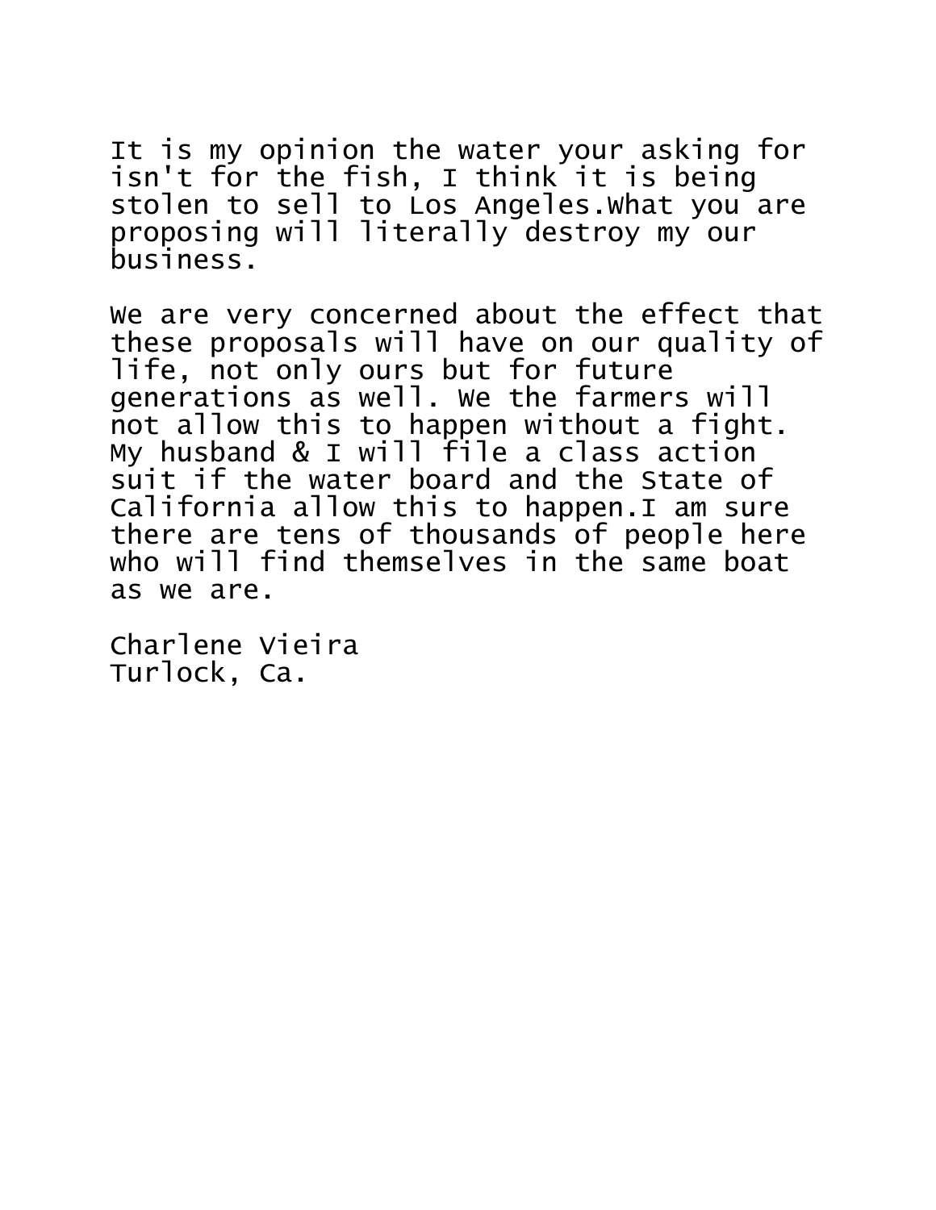It is my opinion the water your asking for isn't for the fish, I think it is being stolen to sell to Los Angeles.What you are proposing will literally destroy my our business.

We are very concerned about the effect that these proposals will have on our quality of life, not only ours but for future generations as well. We the farmers will not allow this to happen without a fight. My husband & I will file a class action suit if the water board and the State of California allow this to happen.I am sure there are tens of thousands of people here who will find themselves in the same boat as we are.

Charlene Vieira
Turlock, Ca.